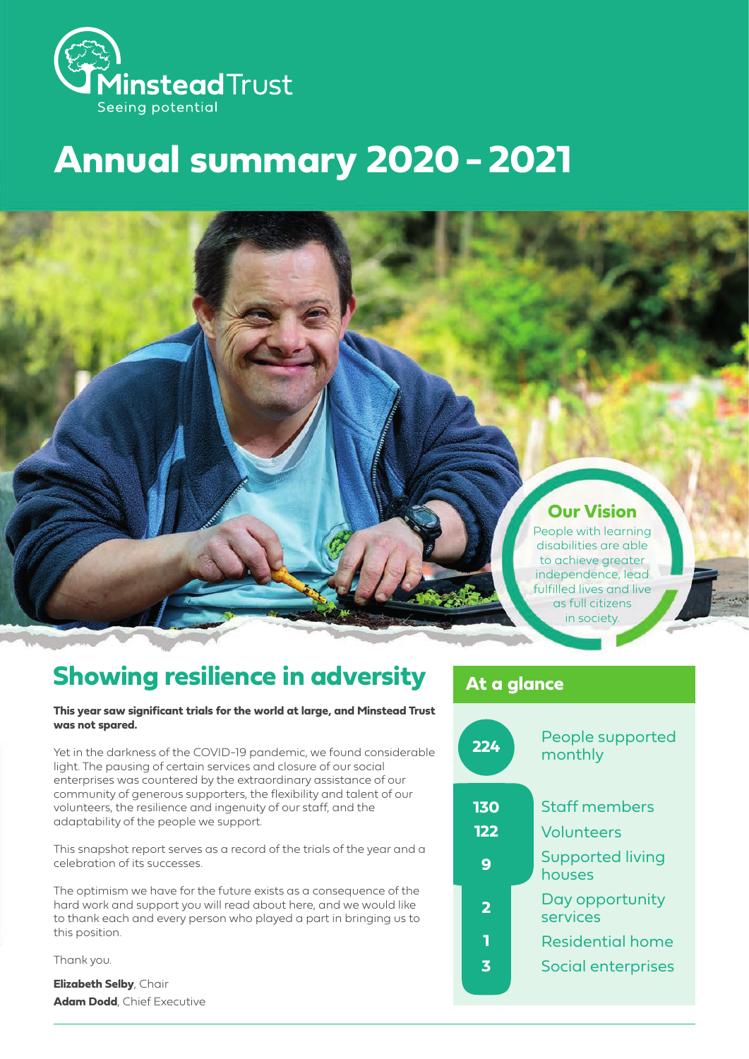Minstead Trust
Seeing potential

# Annual summary 2020 - 2021

## Our Vision

People with learning disabilities are able to achieve greater independence, lead fulfilled lives and live as full citizens in society.

## Showing resilience in adversity

**This year saw significant trials for the world at large, and Minstead Trust was not spared.**

Yet in the darkness of the COVID-19 pandemic, we found considerable light. The pausing of certain services and closure of our social enterprises was countered by the extraordinary assistance of our community of generous supporters, the flexibility and talent of our volunteers, the resilience and ingenuity of our staff, and the adaptability of the people we support.

This snapshot report serves as a record of the trials of the year and a celebration of its successes.

The optimism we have for the future exists as a consequence of the hard work and support you will read about here, and we would like to thank each and every person who played a part in bringing us to this position.

Thank you.

**Elizabeth Selby**, Chair
**Adam Dodd**, Chief Executive

## At a glance

| | |
|---|---|
| 224 | People supported monthly |
| 130 | Staff members |
| 122 | Volunteers |
| 9 | Supported living houses |
| 2 | Day opportunity services |
| 1 | Residential home |
| 3 | Social enterprises |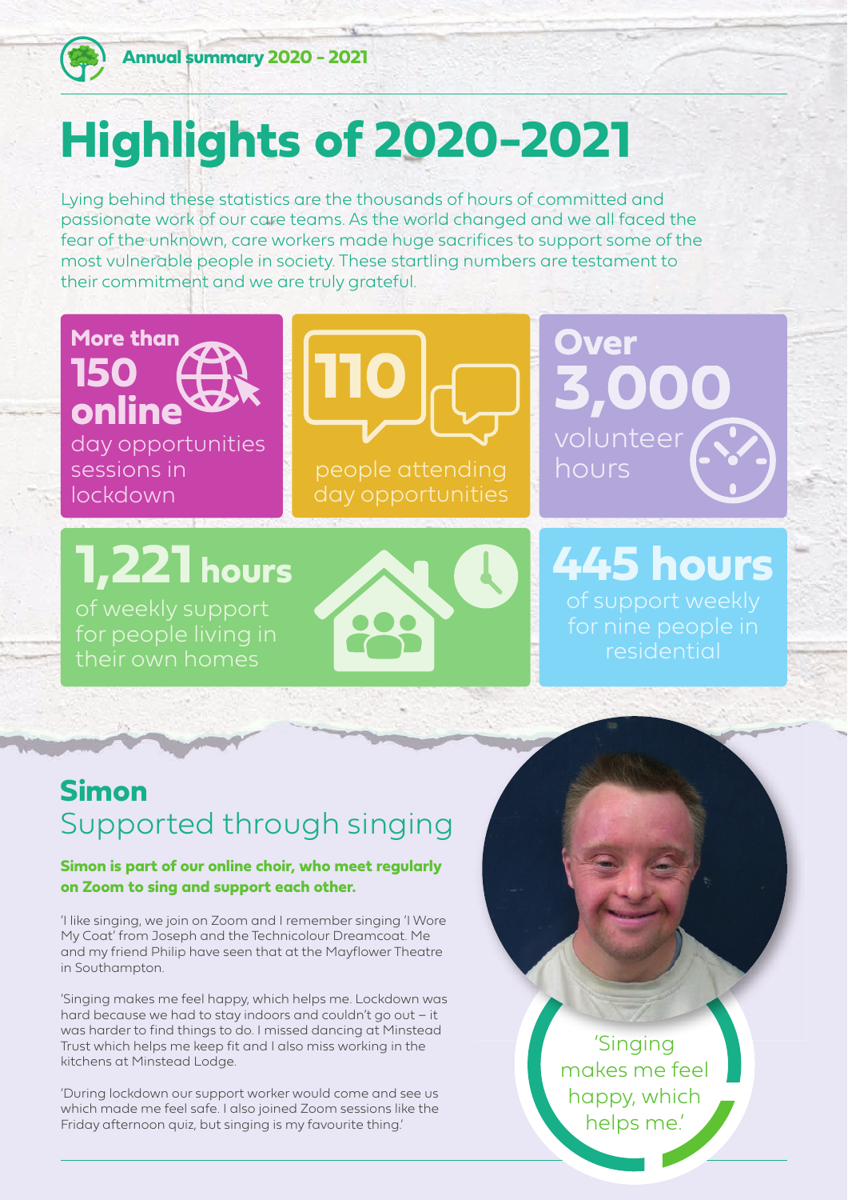# Highlights of 2020-2021

Lying behind these statistics are the thousands of hours of committed and passionate work of our care teams. As the world changed and we all faced the fear of the unknown, care workers made huge sacrifices to support some of the most vulnerable people in society. These startling numbers are testament to their commitment and we are truly grateful.

**More than 150 online** day opportunities sessions in lockdown

**110** people attending day opportunities

**Over 3,000** volunteer hours

**1,221 hours** of weekly support for people living in their own homes

**445 hours** of support weekly for nine people in residential

## Simon

### Supported through singing

**Simon is part of our online choir, who meet regularly on Zoom to sing and support each other.**

'I like singing, we join on Zoom and I remember singing 'I Wore My Coat' from Joseph and the Technicolour Dreamcoat. Me and my friend Philip have seen that at the Mayflower Theatre in Southampton.

'Singing makes me feel happy, which helps me. Lockdown was hard because we had to stay indoors and couldn't go out – it was harder to find things to do. I missed dancing at Minstead Trust which helps me keep fit and I also miss working in the kitchens at Minstead Lodge.

'During lockdown our support worker would come and see us which made me feel safe. I also joined Zoom sessions like the Friday afternoon quiz, but singing is my favourite thing.'

'Singing makes me feel happy, which helps me.'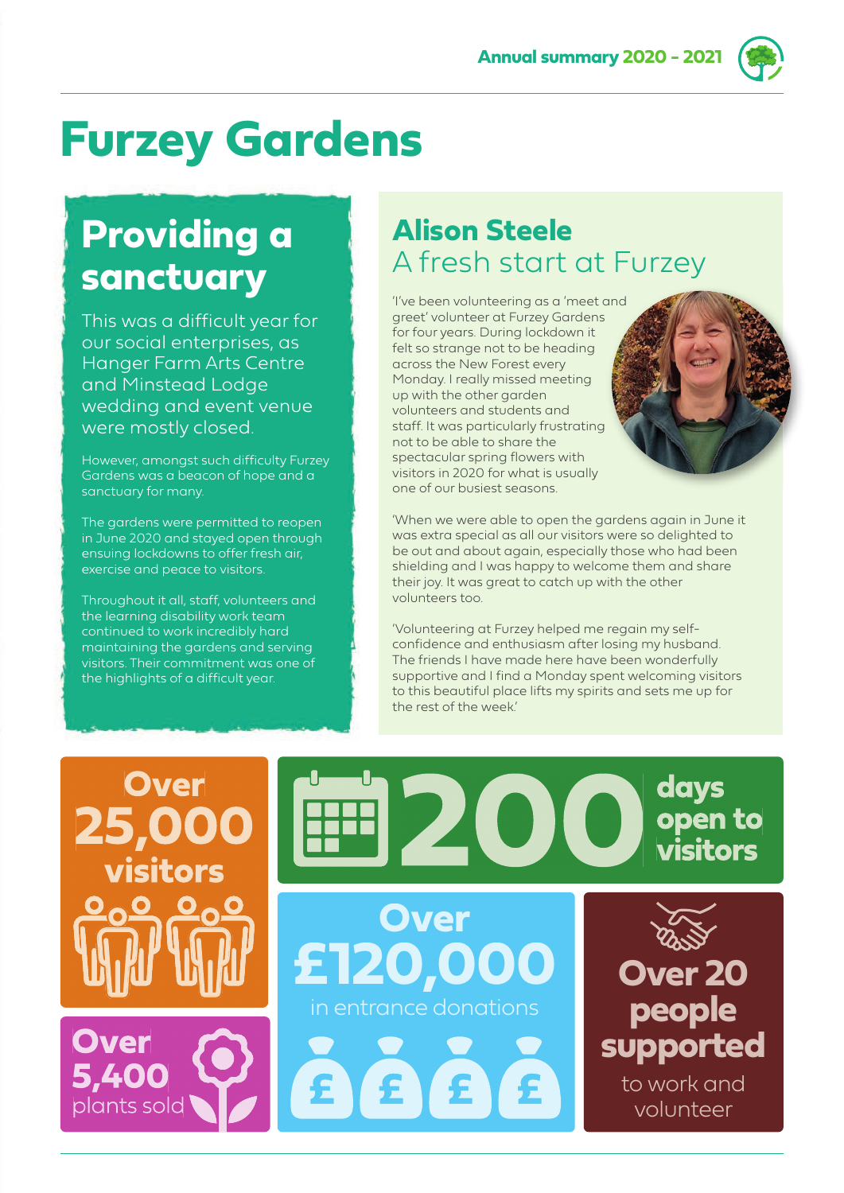# Furzey Gardens

## Providing a sanctuary

This was a difficult year for our social enterprises, as Hanger Farm Arts Centre and Minstead Lodge wedding and event venue were mostly closed.

However, amongst such difficulty Furzey Gardens was a beacon of hope and a sanctuary for many.

The gardens were permitted to reopen in June 2020 and stayed open through ensuing lockdowns to offer fresh air, exercise and peace to visitors.

Throughout it all, staff, volunteers and the learning disability work team continued to work incredibly hard maintaining the gardens and serving visitors. Their commitment was one of the highlights of a difficult year.

## Alison Steele

### A fresh start at Furzey

'I've been volunteering as a 'meet and greet' volunteer at Furzey Gardens for four years. During lockdown it felt so strange not to be heading across the New Forest every Monday. I really missed meeting up with the other garden volunteers and students and staff. It was particularly frustrating not to be able to share the spectacular spring flowers with visitors in 2020 for what is usually one of our busiest seasons.

'When we were able to open the gardens again in June it was extra special as all our visitors were so delighted to be out and about again, especially those who had been shielding and I was happy to welcome them and share their joy. It was great to catch up with the other volunteers too.

'Volunteering at Furzey helped me regain my self-confidence and enthusiasm after losing my husband. The friends I have made here have been wonderfully supportive and I find a Monday spent welcoming visitors to this beautiful place lifts my spirits and sets me up for the rest of the week.'

**Over 25,000 visitors**

**200 days open to visitors**

**Over 5,400** plants sold

**Over £120,000** in entrance donations

**Over 20 people supported** to work and volunteer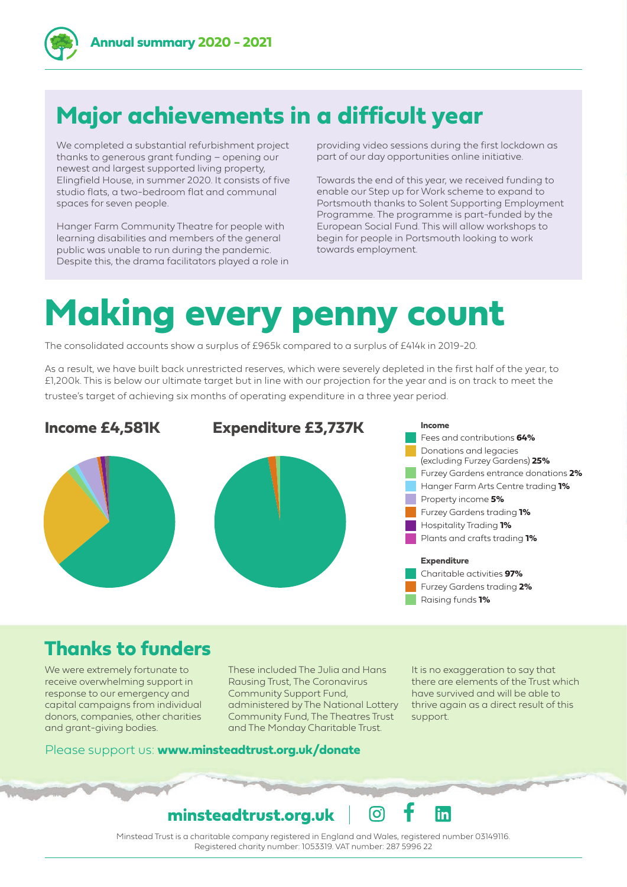Annual summary 2020 - 2021

## Major achievements in a difficult year

We completed a substantial refurbishment project thanks to generous grant funding – opening our newest and largest supported living property, Elingfield House, in summer 2020. It consists of five studio flats, a two-bedroom flat and communal spaces for seven people.

Hanger Farm Community Theatre for people with learning disabilities and members of the general public was unable to run during the pandemic. Despite this, the drama facilitators played a role in providing video sessions during the first lockdown as part of our day opportunities online initiative.

Towards the end of this year, we received funding to enable our Step up for Work scheme to expand to Portsmouth thanks to Solent Supporting Employment Programme. The programme is part-funded by the European Social Fund. This will allow workshops to begin for people in Portsmouth looking to work towards employment.

# Making every penny count

The consolidated accounts show a surplus of £965k compared to a surplus of £414k in 2019-20.

As a result, we have built back unrestricted reserves, which were severely depleted in the first half of the year, to £1,200k. This is below our ultimate target but in line with our projection for the year and is on track to meet the trustee's target of achieving six months of operating expenditure in a three year period.

### Income £4,581K

### Expenditure £3,737K

**Income**
- Fees and contributions **64%**
- Donations and legacies (excluding Furzey Gardens) **25%**
- Furzey Gardens entrance donations **2%**
- Hanger Farm Arts Centre trading **1%**
- Property income **5%**
- Furzey Gardens trading **1%**
- Hospitality Trading **1%**
- Plants and crafts trading **1%**

**Expenditure**
- Charitable activities **97%**
- Furzey Gardens trading **2%**
- Raising funds **1%**

## Thanks to funders

We were extremely fortunate to receive overwhelming support in response to our emergency and capital campaigns from individual donors, companies, other charities and grant-giving bodies.

These included The Julia and Hans Rausing Trust, The Coronavirus Community Support Fund, administered by The National Lottery Community Fund, The Theatres Trust and The Monday Charitable Trust.

It is no exaggeration to say that there are elements of the Trust which have survived and will be able to thrive again as a direct result of this support.

Please support us: **www.minsteadtrust.org.uk/donate**

**minsteadtrust.org.uk**

Minstead Trust is a charitable company registered in England and Wales, registered number 03149116. Registered charity number: 1053319. VAT number: 287 5996 22